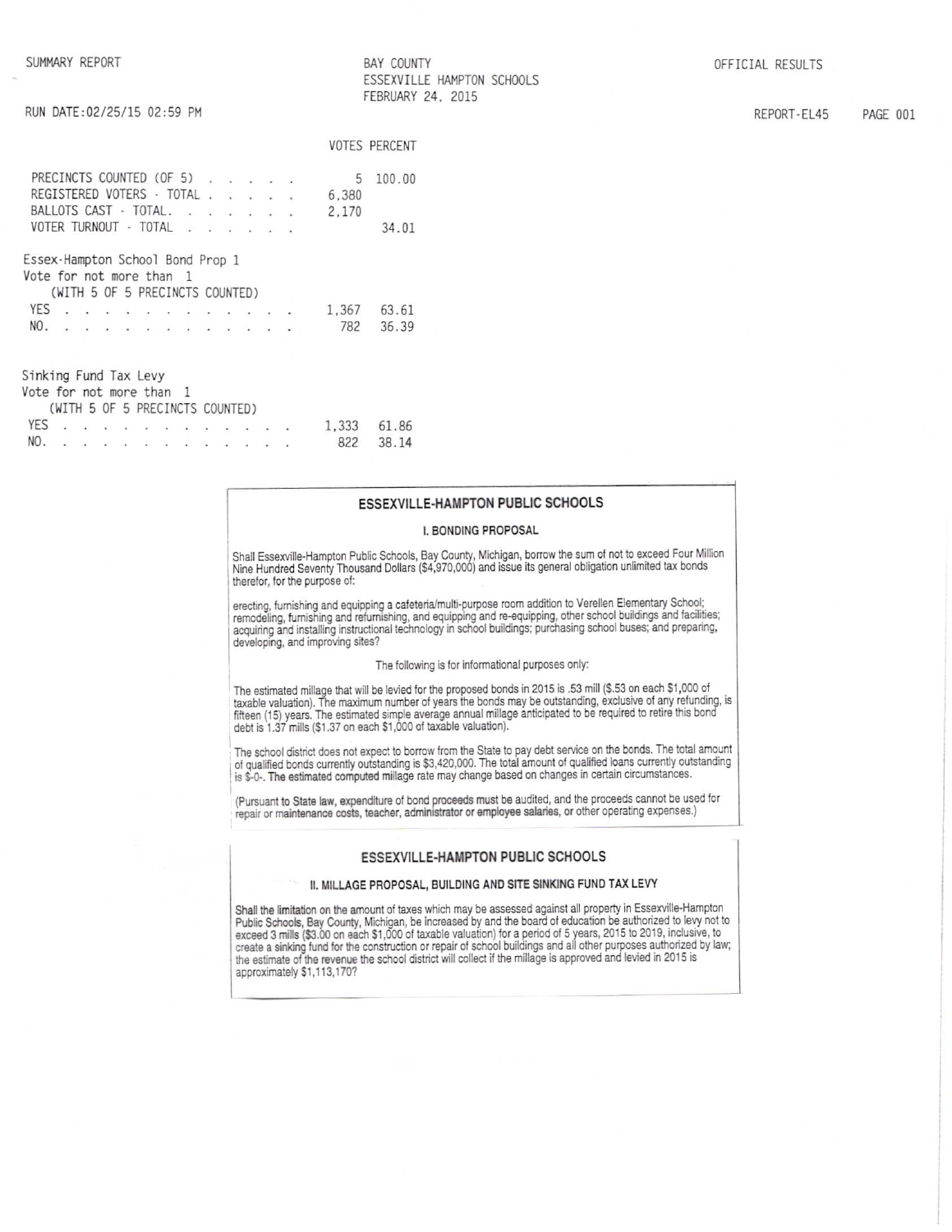SUMMARY REPORT

BAY COUNTY
ESSEXVILLE HAMPTON SCHOOLS
FEBRUARY 24, 2015

OFFICIAL RESULTS

RUN DATE:02/25/15 02:59 PM

REPORT-EL45

| | VOTES | PERCENT |
|---|---|---|
| PRECINCTS COUNTED (OF 5) | 5 | 100.00 |
| REGISTERED VOTERS - TOTAL | 6,380 | |
| BALLOTS CAST - TOTAL. | 2,170 | |
| VOTER TURNOUT - TOTAL | | 34.01 |

Essex-Hampton School Bond Prop 1
Vote for not more than 1
(WITH 5 OF 5 PRECINCTS COUNTED)

| | VOTES | PERCENT |
|---|---|---|
| YES | 1,367 | 63.61 |
| NO. | 782 | 36.39 |

Sinking Fund Tax Levy
Vote for not more than 1
(WITH 5 OF 5 PRECINCTS COUNTED)

| | VOTES | PERCENT |
|---|---|---|
| YES | 1,333 | 61.86 |
| NO. | 822 | 38.14 |

## ESSEXVILLE-HAMPTON PUBLIC SCHOOLS

### I. BONDING PROPOSAL

Shall Essexville-Hampton Public Schools, Bay County, Michigan, borrow the sum of not to exceed Four Million Nine Hundred Seventy Thousand Dollars ($4,970,000) and issue its general obligation unlimited tax bonds therefor, for the purpose of:

erecting, furnishing and equipping a cafeteria/multi-purpose room addition to Verellen Elementary School; remodeling, furnishing and refurnishing, and equipping and re-equipping, other school buildings and facilities; acquiring and installing instructional technology in school buildings; purchasing school buses; and preparing, developing, and improving sites?

The following is for informational purposes only:

The estimated millage that will be levied for the proposed bonds in 2015 is .53 mill ($.53 on each $1,000 of taxable valuation). The maximum number of years the bonds may be outstanding, exclusive of any refunding, is fifteen (15) years. The estimated simple average annual millage anticipated to be required to retire this bond debt is 1.37 mills ($1.37 on each $1,000 of taxable valuation).

The school district does not expect to borrow from the State to pay debt service on the bonds. The total amount of qualified bonds currently outstanding is $3,420,000. The total amount of qualified loans currently outstanding is $-0-. The estimated computed millage rate may change based on changes in certain circumstances.

(Pursuant to State law, expenditure of bond proceeds must be audited, and the proceeds cannot be used for repair or maintenance costs, teacher, administrator or employee salaries, or other operating expenses.)

## ESSEXVILLE-HAMPTON PUBLIC SCHOOLS

### II. MILLAGE PROPOSAL, BUILDING AND SITE SINKING FUND TAX LEVY

Shall the limitation on the amount of taxes which may be assessed against all property in Essexville-Hampton Public Schools, Bay County, Michigan, be increased by and the board of education be authorized to levy not to exceed 3 mills ($3.00 on each $1,000 of taxable valuation) for a period of 5 years, 2015 to 2019, inclusive, to create a sinking fund for the construction or repair of school buildings and all other purposes authorized by law; the estimate of the revenue the school district will collect if the millage is approved and levied in 2015 is approximately $1,113,170?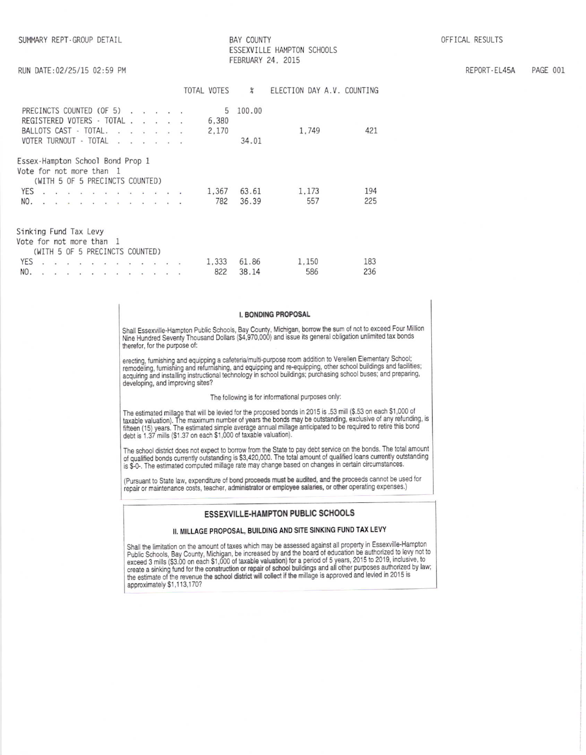SUMMARY REPT-GROUP DETAIL

BAY COUNTY
ESSEXVILLE HAMPTON SCHOOLS
FEBRUARY 24, 2015

OFFICAL RESULTS

RUN DATE:02/25/15 02:59 PM

REPORT-EL45A PAGE 001

| | TOTAL VOTES | % | ELECTION DAY | A.V. COUNTING |
|---|---|---|---|---|
| PRECINCTS COUNTED (OF 5) | 5 | 100.00 | | |
| REGISTERED VOTERS - TOTAL | 6,380 | | | |
| BALLOTS CAST - TOTAL. | 2,170 | | 1,749 | 421 |
| VOTER TURNOUT - TOTAL | | 34.01 | | |
| **Essex-Hampton School Bond Prop 1** | | | | |
| Vote for not more than 1 | | | | |
| (WITH 5 OF 5 PRECINCTS COUNTED) | | | | |
| YES | 1,367 | 63.61 | 1,173 | 194 |
| NO. | 782 | 36.39 | 557 | 225 |
| **Sinking Fund Tax Levy** | | | | |
| Vote for not more than 1 | | | | |
| (WITH 5 OF 5 PRECINCTS COUNTED) | | | | |
| YES | 1,333 | 61.86 | 1,150 | 183 |
| NO. | 822 | 38.14 | 586 | 236 |

### I. BONDING PROPOSAL

Shall Essexville-Hampton Public Schools, Bay County, Michigan, borrow the sum of not to exceed Four Million Nine Hundred Seventy Thousand Dollars ($4,970,000) and issue its general obligation unlimited tax bonds therefor, for the purpose of:

erecting, furnishing and equipping a cafeteria/multi-purpose room addition to Verellen Elementary School; remodeling, furnishing and refurnishing, and equipping and re-equipping, other school buildings and facilities; acquiring and installing instructional technology in school buildings; purchasing school buses; and preparing, developing, and improving sites?

The following is for informational purposes only:

The estimated millage that will be levied for the proposed bonds in 2015 is .53 mill ($.53 on each $1,000 of taxable valuation). The maximum number of years the bonds may be outstanding, exclusive of any refunding, is fifteen (15) years. The estimated simple average annual millage anticipated to be required to retire this bond debt is 1.37 mills ($1.37 on each $1,000 of taxable valuation).

The school district does not expect to borrow from the State to pay debt service on the bonds. The total amount of qualified bonds currently outstanding is $3,420,000. The total amount of qualified loans currently outstanding is $-0-. The estimated computed millage rate may change based on changes in certain circumstances.

(Pursuant to State law, expenditure of bond proceeds must be audited, and the proceeds cannot be used for repair or maintenance costs, teacher, administrator or employee salaries, or other operating expenses.)

## ESSEXVILLE-HAMPTON PUBLIC SCHOOLS

### II. MILLAGE PROPOSAL, BUILDING AND SITE SINKING FUND TAX LEVY

Shall the limitation on the amount of taxes which may be assessed against all property in Essexville-Hampton Public Schools, Bay County, Michigan, be increased by and the board of education be authorized to levy not to exceed 3 mills ($3.00 on each $1,000 of taxable valuation) for a period of 5 years, 2015 to 2019, inclusive, to create a sinking fund for the construction or repair of school buildings and all other purposes authorized by law; the estimate of the revenue the school district will collect if the millage is approved and levied in 2015 is approximately $1,113,170?